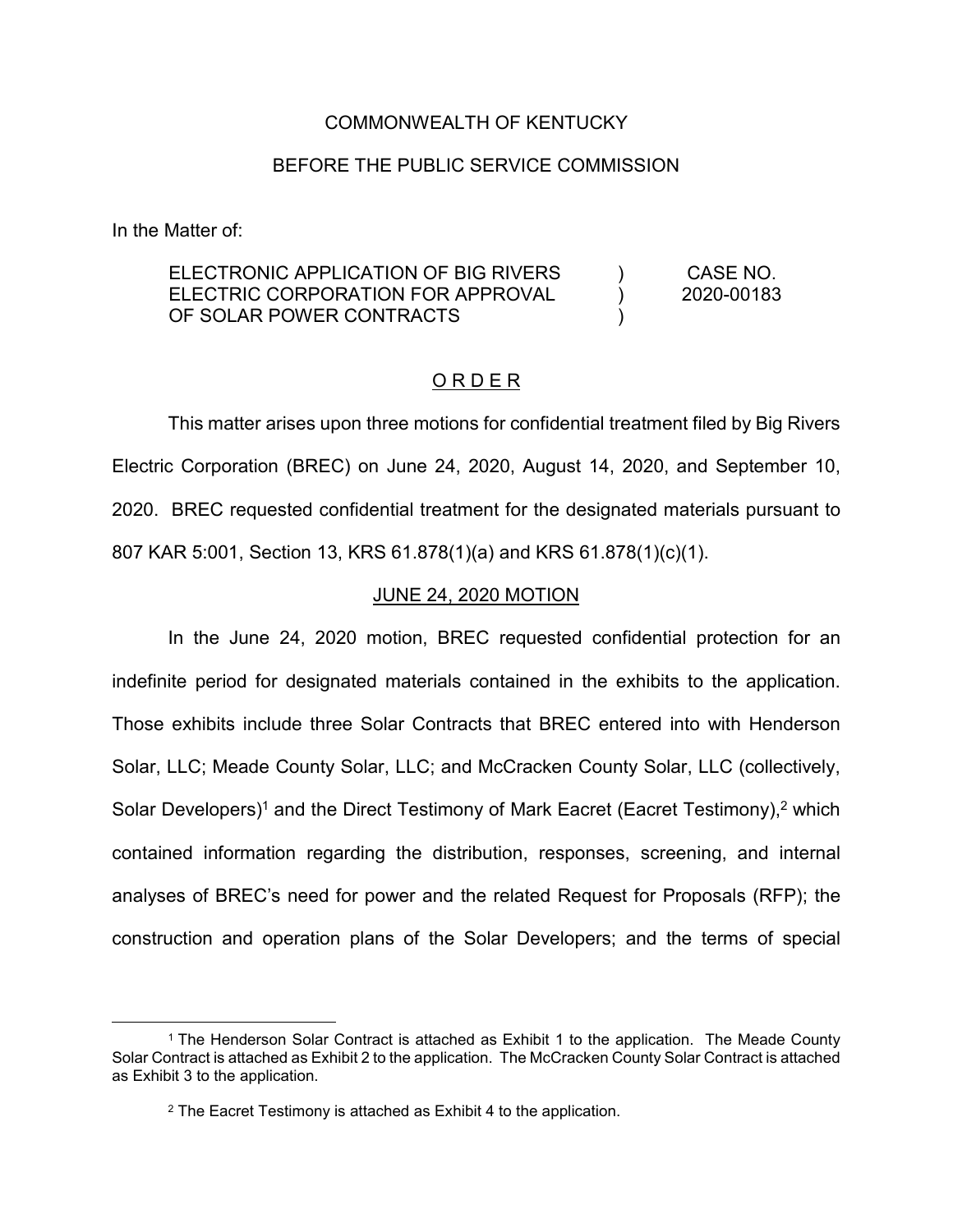COMMONWEALTH OF KENTUCKY

BEFORE THE PUBLIC SERVICE COMMISSION

In the Matter of:

| | | |
|---|---|---|
| ELECTRONIC APPLICATION OF BIG RIVERS ELECTRIC CORPORATION FOR APPROVAL OF SOLAR POWER CONTRACTS | ) ) ) | CASE NO. 2020-00183 |

## O R D E R

This matter arises upon three motions for confidential treatment filed by Big Rivers Electric Corporation (BREC) on June 24, 2020, August 14, 2020, and September 10, 2020. BREC requested confidential treatment for the designated materials pursuant to 807 KAR 5:001, Section 13, KRS 61.878(1)(a) and KRS 61.878(1)(c)(1).

### JUNE 24, 2020 MOTION

In the June 24, 2020 motion, BREC requested confidential protection for an indefinite period for designated materials contained in the exhibits to the application. Those exhibits include three Solar Contracts that BREC entered into with Henderson Solar, LLC; Meade County Solar, LLC; and McCracken County Solar, LLC (collectively, Solar Developers)[1] and the Direct Testimony of Mark Eacret (Eacret Testimony),[2] which contained information regarding the distribution, responses, screening, and internal analyses of BREC's need for power and the related Request for Proposals (RFP); the construction and operation plans of the Solar Developers; and the terms of special

[1] The Henderson Solar Contract is attached as Exhibit 1 to the application. The Meade County Solar Contract is attached as Exhibit 2 to the application. The McCracken County Solar Contract is attached as Exhibit 3 to the application.

[2] The Eacret Testimony is attached as Exhibit 4 to the application.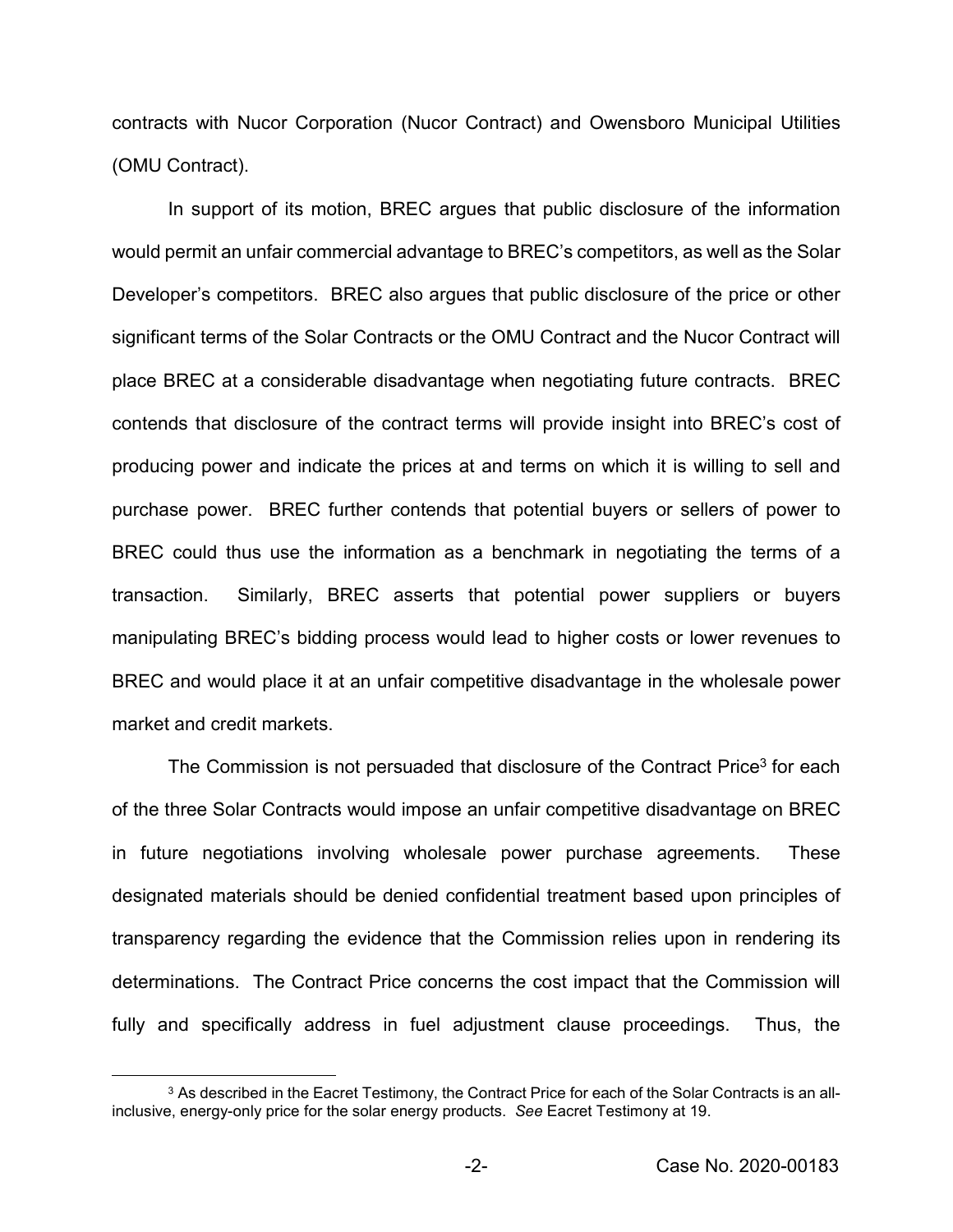contracts with Nucor Corporation (Nucor Contract) and Owensboro Municipal Utilities (OMU Contract).

In support of its motion, BREC argues that public disclosure of the information would permit an unfair commercial advantage to BREC's competitors, as well as the Solar Developer's competitors. BREC also argues that public disclosure of the price or other significant terms of the Solar Contracts or the OMU Contract and the Nucor Contract will place BREC at a considerable disadvantage when negotiating future contracts. BREC contends that disclosure of the contract terms will provide insight into BREC's cost of producing power and indicate the prices at and terms on which it is willing to sell and purchase power. BREC further contends that potential buyers or sellers of power to BREC could thus use the information as a benchmark in negotiating the terms of a transaction. Similarly, BREC asserts that potential power suppliers or buyers manipulating BREC's bidding process would lead to higher costs or lower revenues to BREC and would place it at an unfair competitive disadvantage in the wholesale power market and credit markets.

The Commission is not persuaded that disclosure of the Contract Price[3] for each of the three Solar Contracts would impose an unfair competitive disadvantage on BREC in future negotiations involving wholesale power purchase agreements. These designated materials should be denied confidential treatment based upon principles of transparency regarding the evidence that the Commission relies upon in rendering its determinations. The Contract Price concerns the cost impact that the Commission will fully and specifically address in fuel adjustment clause proceedings. Thus, the

[3] As described in the Eacret Testimony, the Contract Price for each of the Solar Contracts is an all-inclusive, energy-only price for the solar energy products. *See* Eacret Testimony at 19.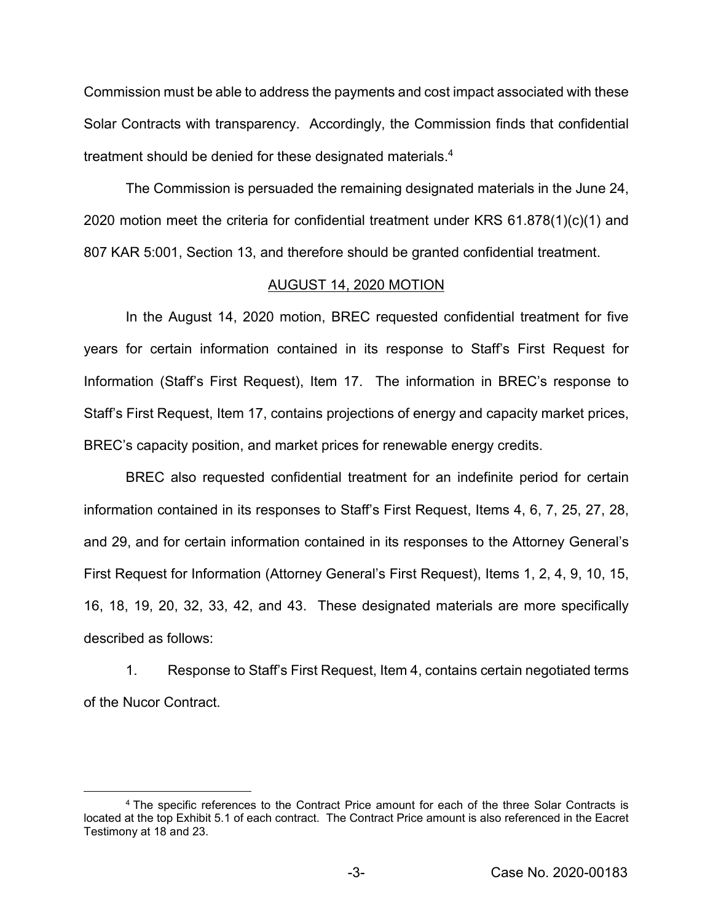Commission must be able to address the payments and cost impact associated with these Solar Contracts with transparency. Accordingly, the Commission finds that confidential treatment should be denied for these designated materials.[4]

The Commission is persuaded the remaining designated materials in the June 24, 2020 motion meet the criteria for confidential treatment under KRS 61.878(1)(c)(1) and 807 KAR 5:001, Section 13, and therefore should be granted confidential treatment.

## AUGUST 14, 2020 MOTION

In the August 14, 2020 motion, BREC requested confidential treatment for five years for certain information contained in its response to Staff's First Request for Information (Staff's First Request), Item 17. The information in BREC's response to Staff's First Request, Item 17, contains projections of energy and capacity market prices, BREC's capacity position, and market prices for renewable energy credits.

BREC also requested confidential treatment for an indefinite period for certain information contained in its responses to Staff's First Request, Items 4, 6, 7, 25, 27, 28, and 29, and for certain information contained in its responses to the Attorney General's First Request for Information (Attorney General's First Request), Items 1, 2, 4, 9, 10, 15, 16, 18, 19, 20, 32, 33, 42, and 43. These designated materials are more specifically described as follows:

1. Response to Staff's First Request, Item 4, contains certain negotiated terms of the Nucor Contract.

---

[4] The specific references to the Contract Price amount for each of the three Solar Contracts is located at the top Exhibit 5.1 of each contract. The Contract Price amount is also referenced in the Eacret Testimony at 18 and 23.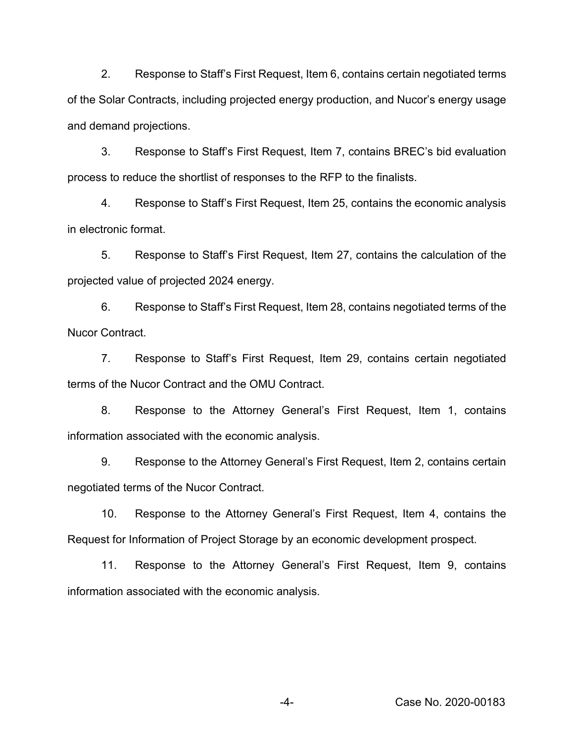2. Response to Staff's First Request, Item 6, contains certain negotiated terms of the Solar Contracts, including projected energy production, and Nucor's energy usage and demand projections.

3. Response to Staff's First Request, Item 7, contains BREC's bid evaluation process to reduce the shortlist of responses to the RFP to the finalists.

4. Response to Staff's First Request, Item 25, contains the economic analysis in electronic format.

5. Response to Staff's First Request, Item 27, contains the calculation of the projected value of projected 2024 energy.

6. Response to Staff's First Request, Item 28, contains negotiated terms of the Nucor Contract.

7. Response to Staff's First Request, Item 29, contains certain negotiated terms of the Nucor Contract and the OMU Contract.

8. Response to the Attorney General's First Request, Item 1, contains information associated with the economic analysis.

9. Response to the Attorney General's First Request, Item 2, contains certain negotiated terms of the Nucor Contract.

10. Response to the Attorney General's First Request, Item 4, contains the Request for Information of Project Storage by an economic development prospect.

11. Response to the Attorney General's First Request, Item 9, contains information associated with the economic analysis.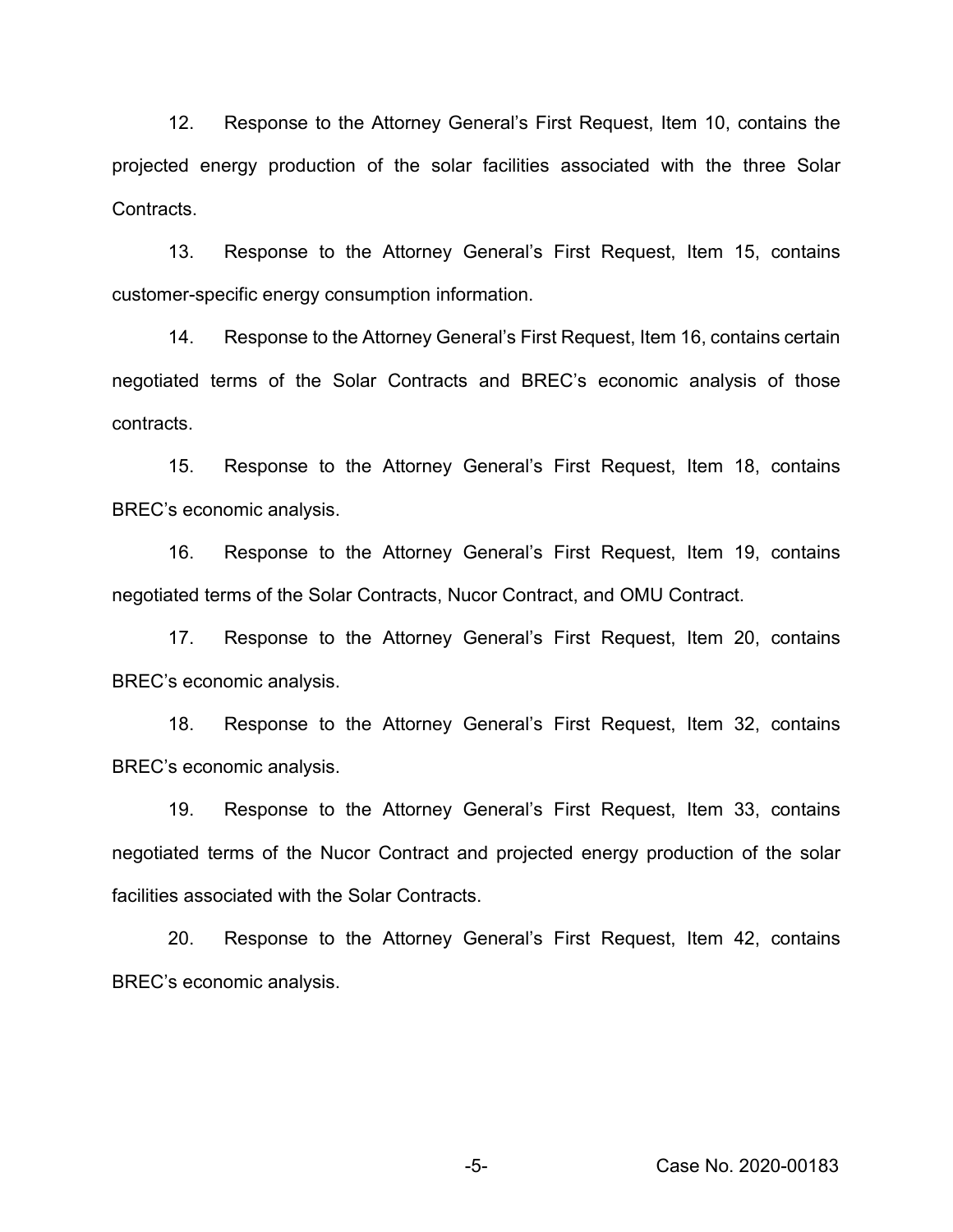12. Response to the Attorney General's First Request, Item 10, contains the projected energy production of the solar facilities associated with the three Solar Contracts.

13. Response to the Attorney General's First Request, Item 15, contains customer-specific energy consumption information.

14. Response to the Attorney General's First Request, Item 16, contains certain negotiated terms of the Solar Contracts and BREC's economic analysis of those contracts.

15. Response to the Attorney General's First Request, Item 18, contains BREC's economic analysis.

16. Response to the Attorney General's First Request, Item 19, contains negotiated terms of the Solar Contracts, Nucor Contract, and OMU Contract.

17. Response to the Attorney General's First Request, Item 20, contains BREC's economic analysis.

18. Response to the Attorney General's First Request, Item 32, contains BREC's economic analysis.

19. Response to the Attorney General's First Request, Item 33, contains negotiated terms of the Nucor Contract and projected energy production of the solar facilities associated with the Solar Contracts.

20. Response to the Attorney General's First Request, Item 42, contains BREC's economic analysis.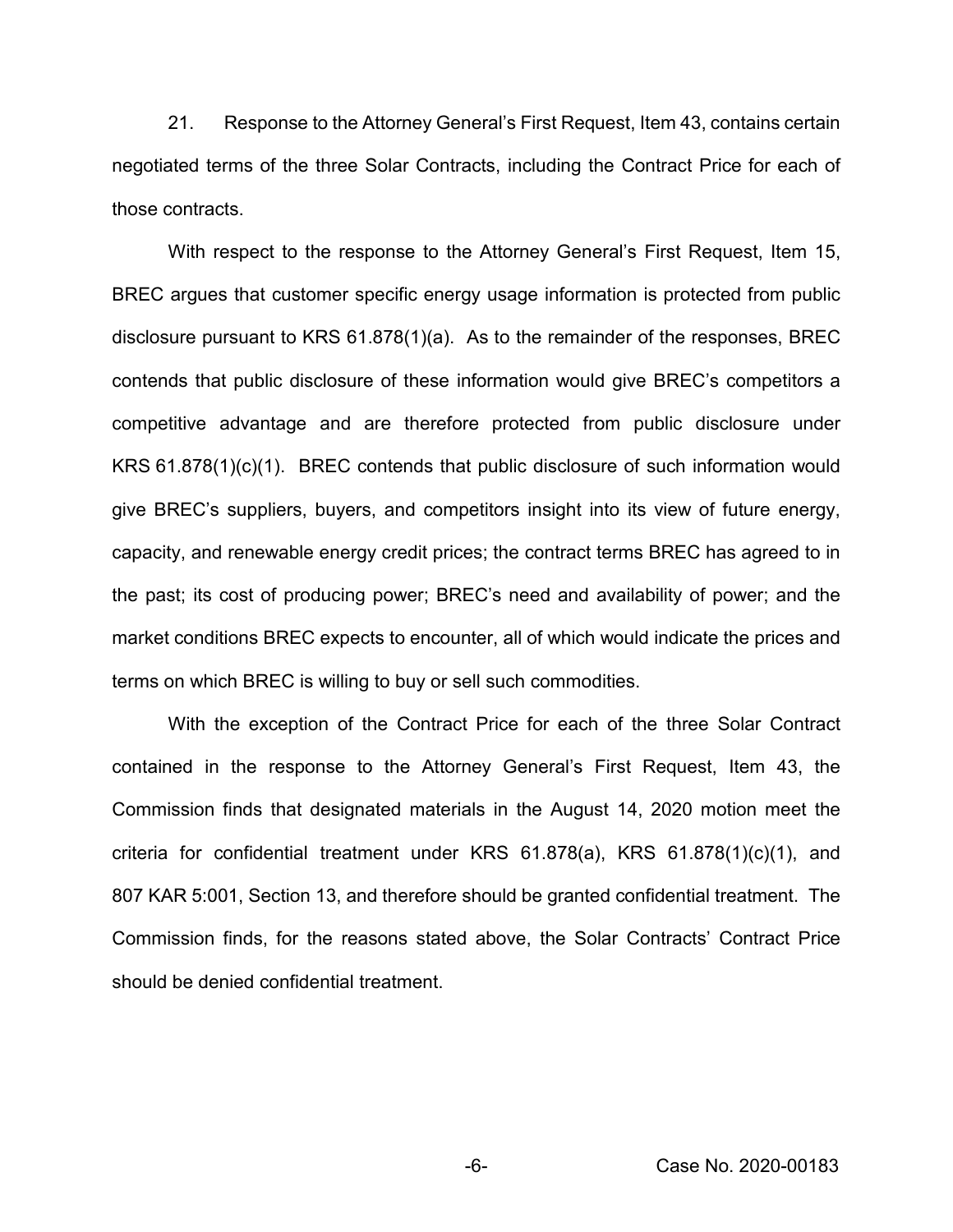21. Response to the Attorney General's First Request, Item 43, contains certain negotiated terms of the three Solar Contracts, including the Contract Price for each of those contracts.

With respect to the response to the Attorney General's First Request, Item 15, BREC argues that customer specific energy usage information is protected from public disclosure pursuant to KRS 61.878(1)(a). As to the remainder of the responses, BREC contends that public disclosure of these information would give BREC's competitors a competitive advantage and are therefore protected from public disclosure under KRS 61.878(1)(c)(1). BREC contends that public disclosure of such information would give BREC's suppliers, buyers, and competitors insight into its view of future energy, capacity, and renewable energy credit prices; the contract terms BREC has agreed to in the past; its cost of producing power; BREC's need and availability of power; and the market conditions BREC expects to encounter, all of which would indicate the prices and terms on which BREC is willing to buy or sell such commodities.

With the exception of the Contract Price for each of the three Solar Contract contained in the response to the Attorney General's First Request, Item 43, the Commission finds that designated materials in the August 14, 2020 motion meet the criteria for confidential treatment under KRS 61.878(a), KRS 61.878(1)(c)(1), and 807 KAR 5:001, Section 13, and therefore should be granted confidential treatment. The Commission finds, for the reasons stated above, the Solar Contracts' Contract Price should be denied confidential treatment.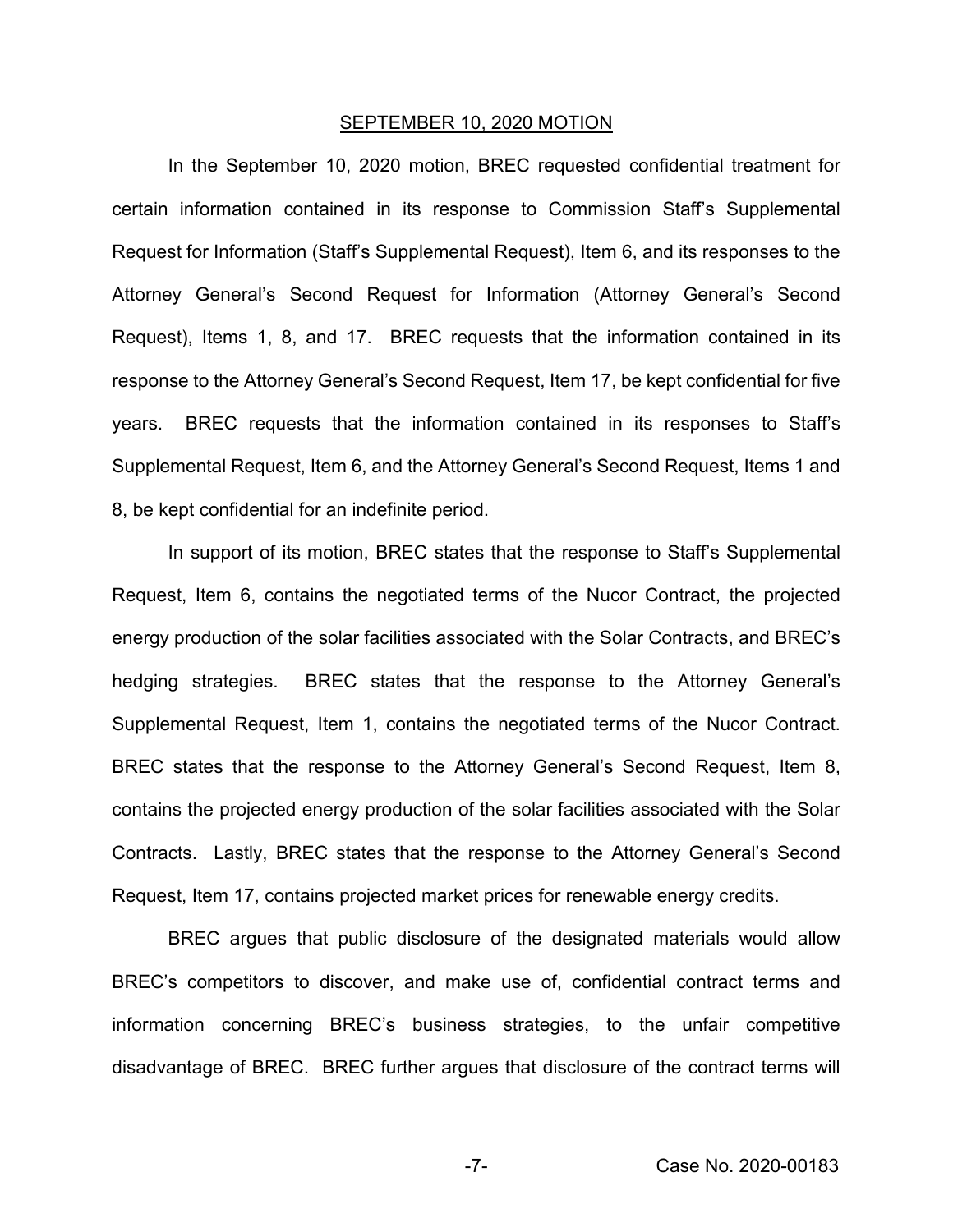## SEPTEMBER 10, 2020 MOTION

In the September 10, 2020 motion, BREC requested confidential treatment for certain information contained in its response to Commission Staff's Supplemental Request for Information (Staff's Supplemental Request), Item 6, and its responses to the Attorney General's Second Request for Information (Attorney General's Second Request), Items 1, 8, and 17. BREC requests that the information contained in its response to the Attorney General's Second Request, Item 17, be kept confidential for five years. BREC requests that the information contained in its responses to Staff's Supplemental Request, Item 6, and the Attorney General's Second Request, Items 1 and 8, be kept confidential for an indefinite period.

In support of its motion, BREC states that the response to Staff's Supplemental Request, Item 6, contains the negotiated terms of the Nucor Contract, the projected energy production of the solar facilities associated with the Solar Contracts, and BREC's hedging strategies. BREC states that the response to the Attorney General's Supplemental Request, Item 1, contains the negotiated terms of the Nucor Contract. BREC states that the response to the Attorney General's Second Request, Item 8, contains the projected energy production of the solar facilities associated with the Solar Contracts. Lastly, BREC states that the response to the Attorney General's Second Request, Item 17, contains projected market prices for renewable energy credits.

BREC argues that public disclosure of the designated materials would allow BREC's competitors to discover, and make use of, confidential contract terms and information concerning BREC's business strategies, to the unfair competitive disadvantage of BREC. BREC further argues that disclosure of the contract terms will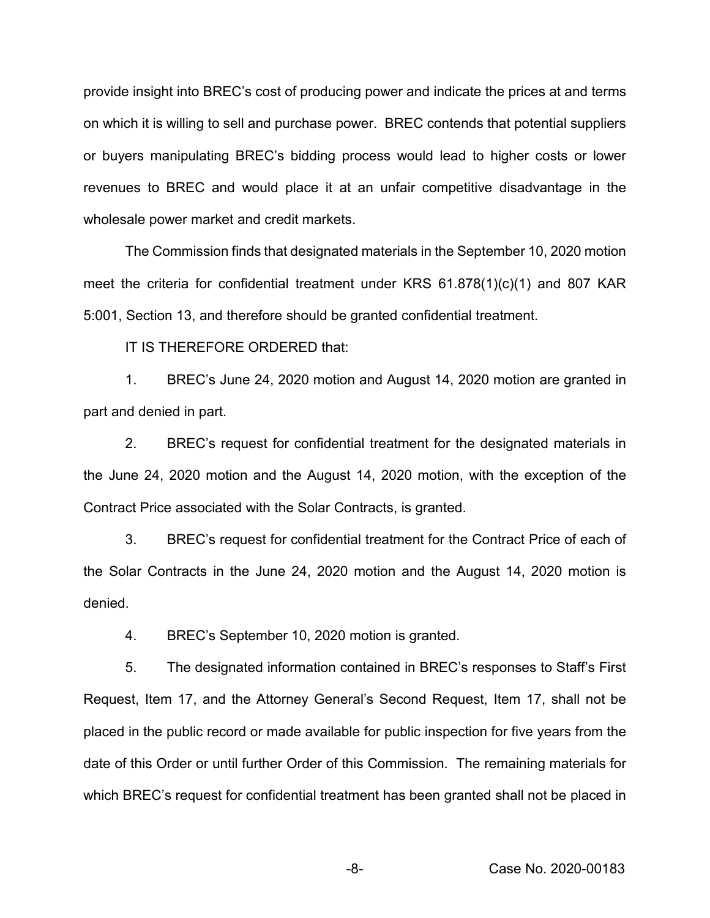provide insight into BREC's cost of producing power and indicate the prices at and terms on which it is willing to sell and purchase power. BREC contends that potential suppliers or buyers manipulating BREC's bidding process would lead to higher costs or lower revenues to BREC and would place it at an unfair competitive disadvantage in the wholesale power market and credit markets.

The Commission finds that designated materials in the September 10, 2020 motion meet the criteria for confidential treatment under KRS 61.878(1)(c)(1) and 807 KAR 5:001, Section 13, and therefore should be granted confidential treatment.

IT IS THEREFORE ORDERED that:

1. BREC's June 24, 2020 motion and August 14, 2020 motion are granted in part and denied in part.

2. BREC's request for confidential treatment for the designated materials in the June 24, 2020 motion and the August 14, 2020 motion, with the exception of the Contract Price associated with the Solar Contracts, is granted.

3. BREC's request for confidential treatment for the Contract Price of each of the Solar Contracts in the June 24, 2020 motion and the August 14, 2020 motion is denied.

4. BREC's September 10, 2020 motion is granted.

5. The designated information contained in BREC's responses to Staff's First Request, Item 17, and the Attorney General's Second Request, Item 17, shall not be placed in the public record or made available for public inspection for five years from the date of this Order or until further Order of this Commission. The remaining materials for which BREC's request for confidential treatment has been granted shall not be placed in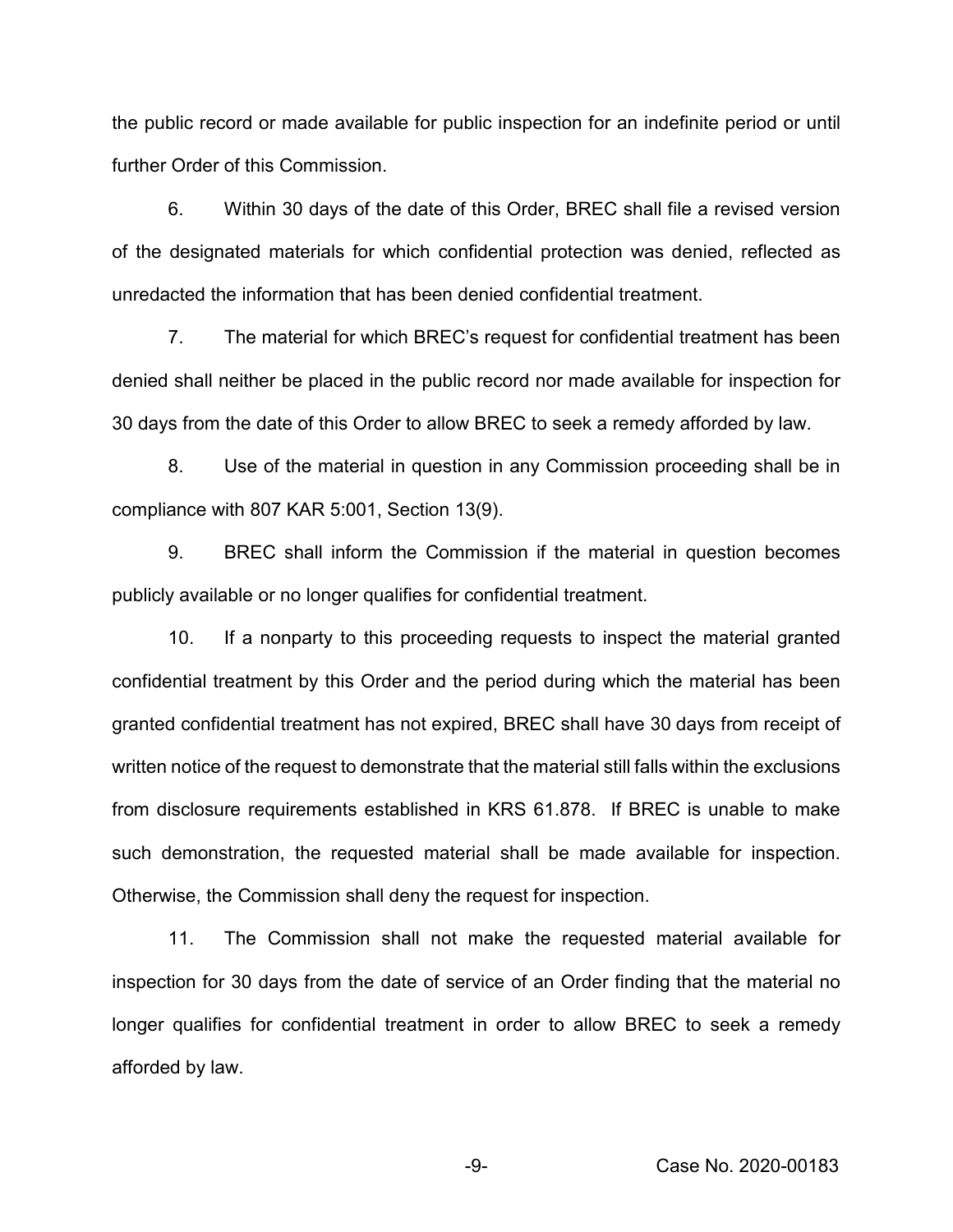the public record or made available for public inspection for an indefinite period or until further Order of this Commission.

6. Within 30 days of the date of this Order, BREC shall file a revised version of the designated materials for which confidential protection was denied, reflected as unredacted the information that has been denied confidential treatment.

7. The material for which BREC's request for confidential treatment has been denied shall neither be placed in the public record nor made available for inspection for 30 days from the date of this Order to allow BREC to seek a remedy afforded by law.

8. Use of the material in question in any Commission proceeding shall be in compliance with 807 KAR 5:001, Section 13(9).

9. BREC shall inform the Commission if the material in question becomes publicly available or no longer qualifies for confidential treatment.

10. If a nonparty to this proceeding requests to inspect the material granted confidential treatment by this Order and the period during which the material has been granted confidential treatment has not expired, BREC shall have 30 days from receipt of written notice of the request to demonstrate that the material still falls within the exclusions from disclosure requirements established in KRS 61.878. If BREC is unable to make such demonstration, the requested material shall be made available for inspection. Otherwise, the Commission shall deny the request for inspection.

11. The Commission shall not make the requested material available for inspection for 30 days from the date of service of an Order finding that the material no longer qualifies for confidential treatment in order to allow BREC to seek a remedy afforded by law.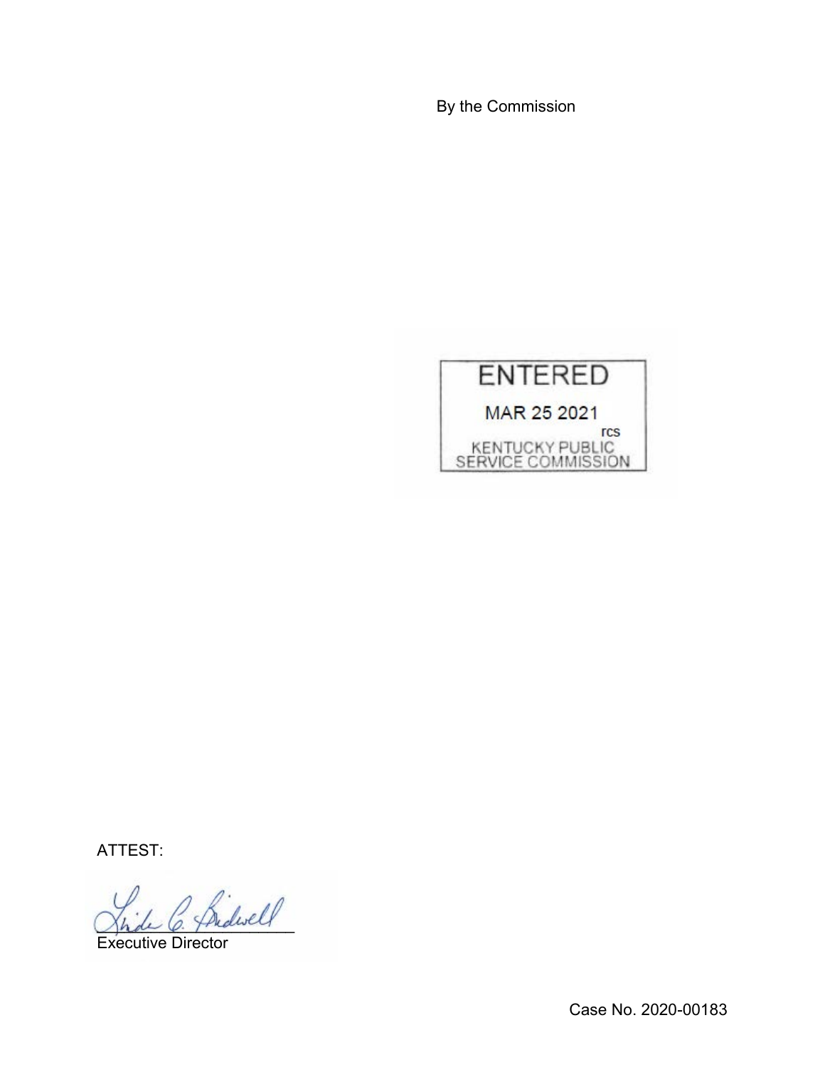By the Commission

ENTERED

MAR 25 2021

rcs

KENTUCKY PUBLIC SERVICE COMMISSION

ATTEST:

Executive Director

Case No. 2020-00183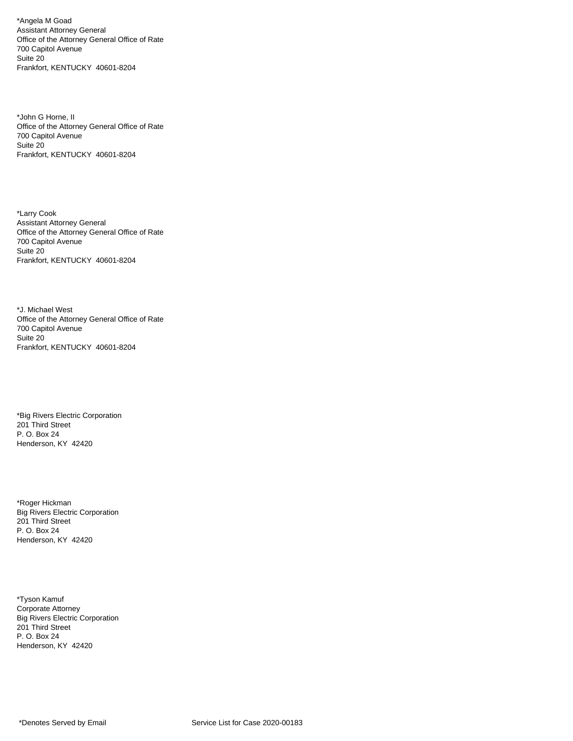*Angela M Goad
Assistant Attorney General
Office of the Attorney General Office of Rate
700 Capitol Avenue
Suite 20
Frankfort, KENTUCKY  40601-8204

*John G Horne, II
Office of the Attorney General Office of Rate
700 Capitol Avenue
Suite 20
Frankfort, KENTUCKY  40601-8204

*Larry Cook
Assistant Attorney General
Office of the Attorney General Office of Rate
700 Capitol Avenue
Suite 20
Frankfort, KENTUCKY  40601-8204

*J. Michael West
Office of the Attorney General Office of Rate
700 Capitol Avenue
Suite 20
Frankfort, KENTUCKY  40601-8204

*Big Rivers Electric Corporation
201 Third Street
P. O. Box 24
Henderson, KY  42420

*Roger Hickman
Big Rivers Electric Corporation
201 Third Street
P. O. Box 24
Henderson, KY  42420

*Tyson Kamuf
Corporate Attorney
Big Rivers Electric Corporation
201 Third Street
P. O. Box 24
Henderson, KY  42420

*Denotes Served by Email

Service List for Case 2020-00183